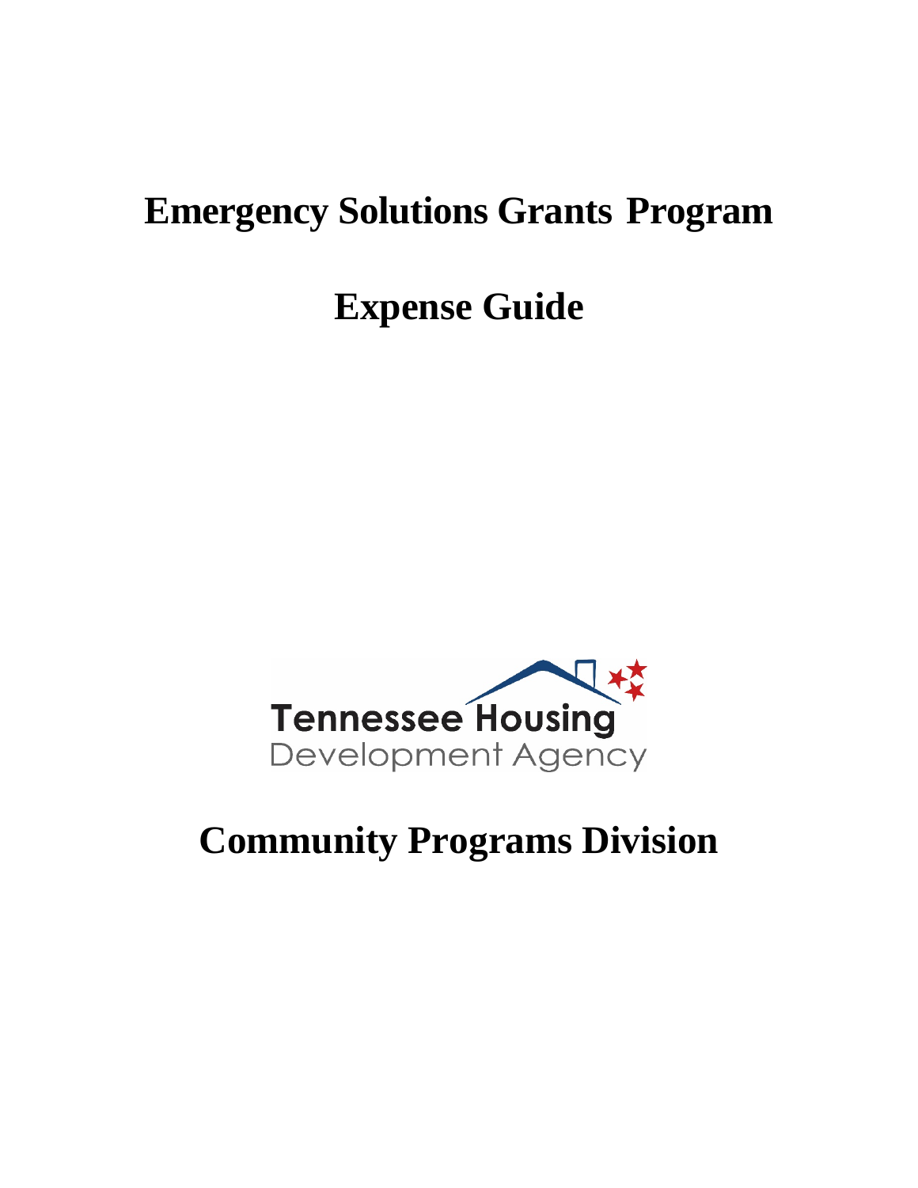# Emergency Solutions Grants Program

# Expense Guide

Tennessee Housing Development Agency

# Community Programs Division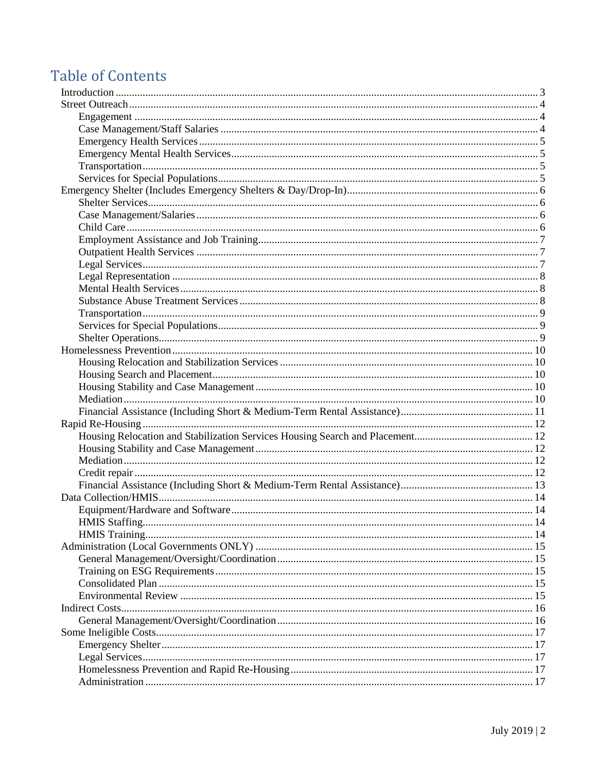# Table of Contents

- Introduction ..... 3
- Street Outreach ..... 4
  - Engagement ..... 4
  - Case Management/Staff Salaries ..... 4
  - Emergency Health Services ..... 5
  - Emergency Mental Health Services ..... 5
  - Transportation ..... 5
  - Services for Special Populations ..... 5
- Emergency Shelter (Includes Emergency Shelters & Day/Drop-In) ..... 6
  - Shelter Services ..... 6
  - Case Management/Salaries ..... 6
  - Child Care ..... 6
  - Employment Assistance and Job Training ..... 7
  - Outpatient Health Services ..... 7
  - Legal Services ..... 7
  - Legal Representation ..... 8
  - Mental Health Services ..... 8
  - Substance Abuse Treatment Services ..... 8
  - Transportation ..... 9
  - Services for Special Populations ..... 9
  - Shelter Operations ..... 9
- Homelessness Prevention ..... 10
  - Housing Relocation and Stabilization Services ..... 10
  - Housing Search and Placement ..... 10
  - Housing Stability and Case Management ..... 10
  - Mediation ..... 10
  - Financial Assistance (Including Short & Medium-Term Rental Assistance) ..... 11
- Rapid Re-Housing ..... 12
  - Housing Relocation and Stabilization Services Housing Search and Placement ..... 12
  - Housing Stability and Case Management ..... 12
  - Mediation ..... 12
  - Credit repair ..... 12
  - Financial Assistance (Including Short & Medium-Term Rental Assistance) ..... 13
- Data Collection/HMIS ..... 14
  - Equipment/Hardware and Software ..... 14
  - HMIS Staffing ..... 14
  - HMIS Training ..... 14
- Administration (Local Governments ONLY) ..... 15
  - General Management/Oversight/Coordination ..... 15
  - Training on ESG Requirements ..... 15
  - Consolidated Plan ..... 15
  - Environmental Review ..... 15
- Indirect Costs ..... 16
  - General Management/Oversight/Coordination ..... 16
- Some Ineligible Costs ..... 17
  - Emergency Shelter ..... 17
  - Legal Services ..... 17
  - Homelessness Prevention and Rapid Re-Housing ..... 17
  - Administration ..... 17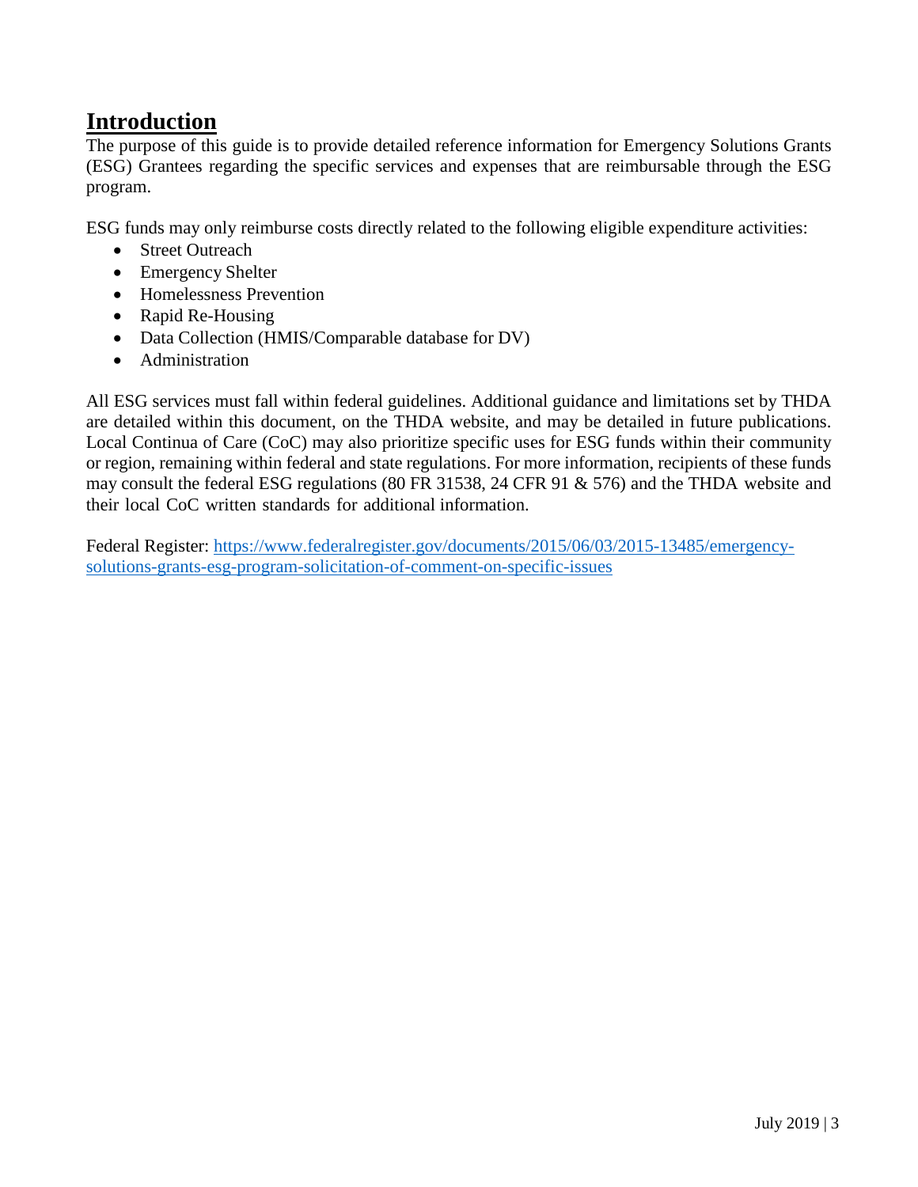# Introduction

The purpose of this guide is to provide detailed reference information for Emergency Solutions Grants (ESG) Grantees regarding the specific services and expenses that are reimbursable through the ESG program.

ESG funds may only reimburse costs directly related to the following eligible expenditure activities:

- Street Outreach
- Emergency Shelter
- Homelessness Prevention
- Rapid Re-Housing
- Data Collection (HMIS/Comparable database for DV)
- Administration

All ESG services must fall within federal guidelines. Additional guidance and limitations set by THDA are detailed within this document, on the THDA website, and may be detailed in future publications. Local Continua of Care (CoC) may also prioritize specific uses for ESG funds within their community or region, remaining within federal and state regulations. For more information, recipients of these funds may consult the federal ESG regulations (80 FR 31538, 24 CFR 91 & 576) and the THDA website and their local CoC written standards for additional information.

Federal Register: [https://www.federalregister.gov/documents/2015/06/03/2015-13485/emergency-solutions-grants-esg-program-solicitation-of-comment-on-specific-issues](https://www.federalregister.gov/documents/2015/06/03/2015-13485/emergency-solutions-grants-esg-program-solicitation-of-comment-on-specific-issues)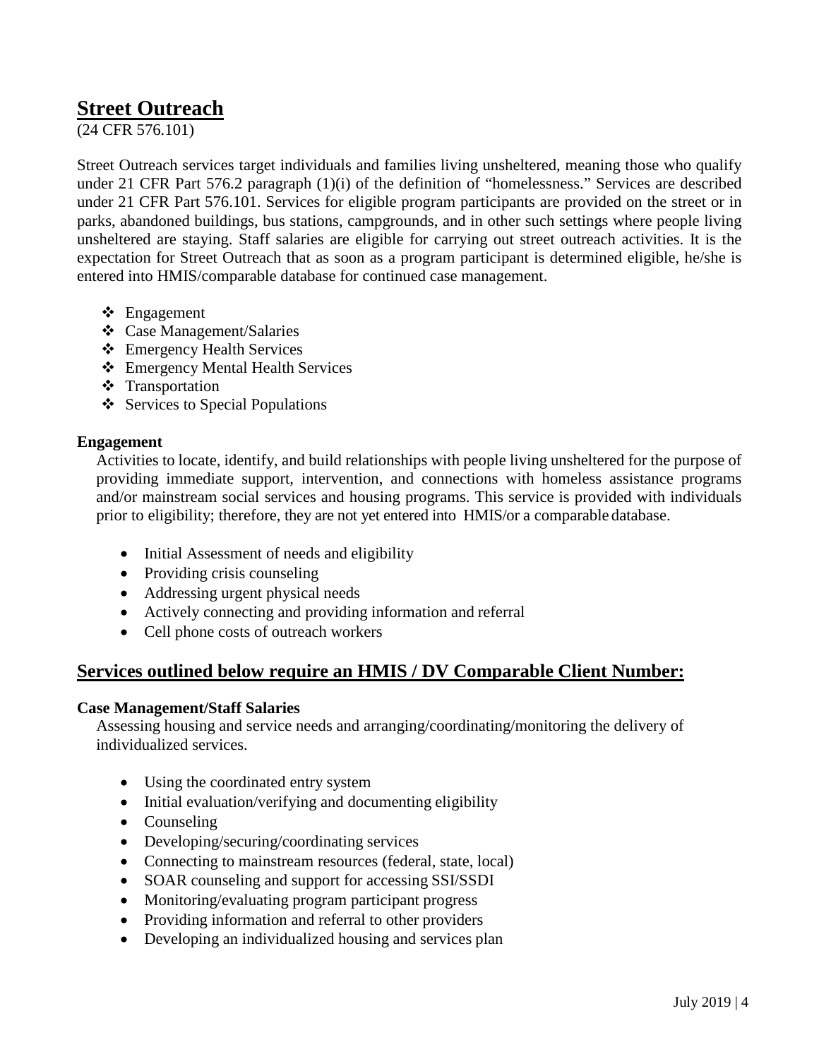## Street Outreach

(24 CFR 576.101)

Street Outreach services target individuals and families living unsheltered, meaning those who qualify under 21 CFR Part 576.2 paragraph (1)(i) of the definition of "homelessness." Services are described under 21 CFR Part 576.101. Services for eligible program participants are provided on the street or in parks, abandoned buildings, bus stations, campgrounds, and in other such settings where people living unsheltered are staying. Staff salaries are eligible for carrying out street outreach activities. It is the expectation for Street Outreach that as soon as a program participant is determined eligible, he/she is entered into HMIS/comparable database for continued case management.

- Engagement
- Case Management/Salaries
- Emergency Health Services
- Emergency Mental Health Services
- Transportation
- Services to Special Populations

**Engagement**

Activities to locate, identify, and build relationships with people living unsheltered for the purpose of providing immediate support, intervention, and connections with homeless assistance programs and/or mainstream social services and housing programs. This service is provided with individuals prior to eligibility; therefore, they are not yet entered into HMIS/or a comparable database.

- Initial Assessment of needs and eligibility
- Providing crisis counseling
- Addressing urgent physical needs
- Actively connecting and providing information and referral
- Cell phone costs of outreach workers

## Services outlined below require an HMIS / DV Comparable Client Number:

**Case Management/Staff Salaries**

Assessing housing and service needs and arranging/coordinating/monitoring the delivery of individualized services.

- Using the coordinated entry system
- Initial evaluation/verifying and documenting eligibility
- Counseling
- Developing/securing/coordinating services
- Connecting to mainstream resources (federal, state, local)
- SOAR counseling and support for accessing SSI/SSDI
- Monitoring/evaluating program participant progress
- Providing information and referral to other providers
- Developing an individualized housing and services plan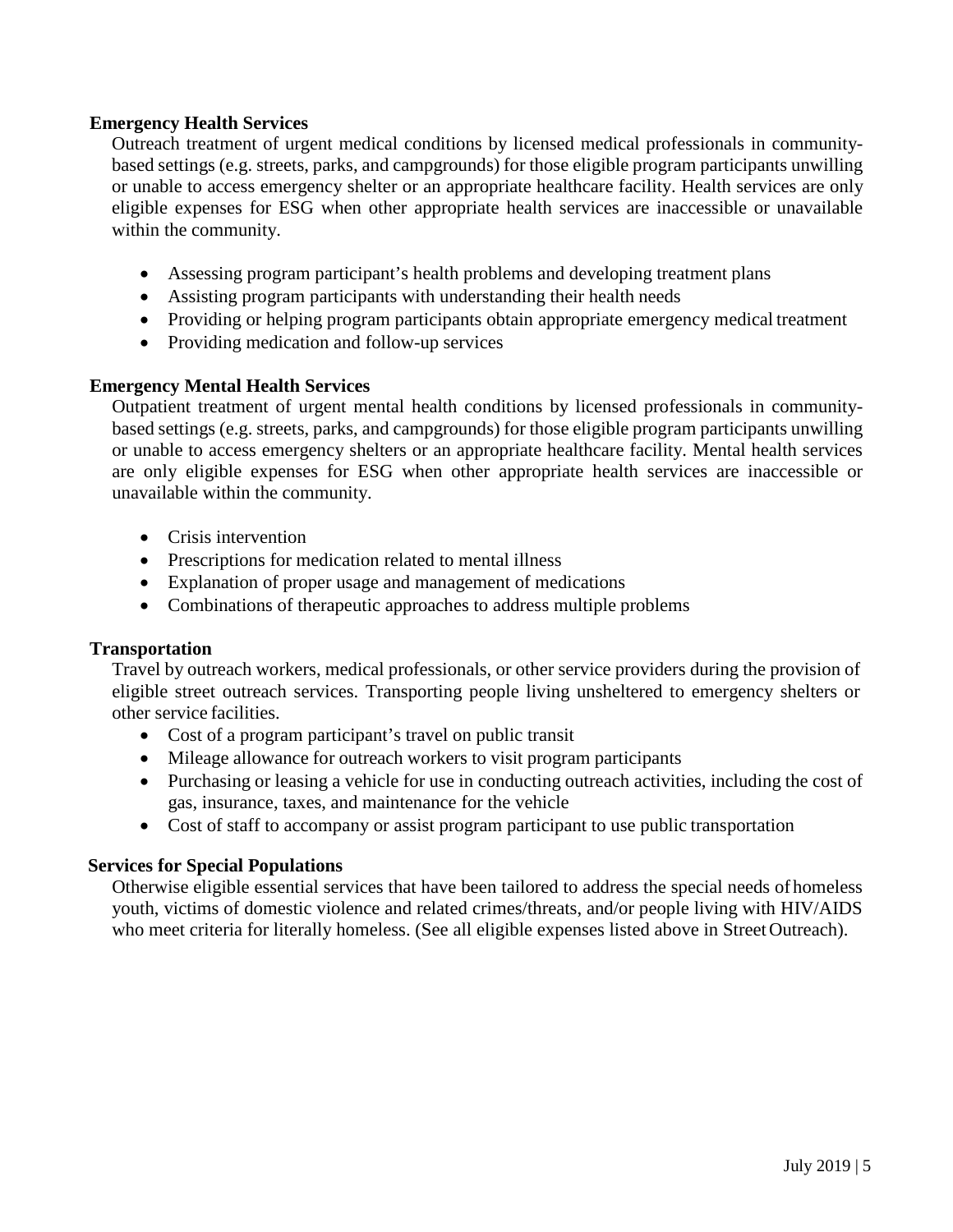**Emergency Health Services**

Outreach treatment of urgent medical conditions by licensed medical professionals in community-based settings (e.g. streets, parks, and campgrounds) for those eligible program participants unwilling or unable to access emergency shelter or an appropriate healthcare facility. Health services are only eligible expenses for ESG when other appropriate health services are inaccessible or unavailable within the community.

- Assessing program participant's health problems and developing treatment plans
- Assisting program participants with understanding their health needs
- Providing or helping program participants obtain appropriate emergency medical treatment
- Providing medication and follow-up services

**Emergency Mental Health Services**

Outpatient treatment of urgent mental health conditions by licensed professionals in community-based settings (e.g. streets, parks, and campgrounds) for those eligible program participants unwilling or unable to access emergency shelters or an appropriate healthcare facility. Mental health services are only eligible expenses for ESG when other appropriate health services are inaccessible or unavailable within the community.

- Crisis intervention
- Prescriptions for medication related to mental illness
- Explanation of proper usage and management of medications
- Combinations of therapeutic approaches to address multiple problems

**Transportation**

Travel by outreach workers, medical professionals, or other service providers during the provision of eligible street outreach services. Transporting people living unsheltered to emergency shelters or other service facilities.

- Cost of a program participant's travel on public transit
- Mileage allowance for outreach workers to visit program participants
- Purchasing or leasing a vehicle for use in conducting outreach activities, including the cost of gas, insurance, taxes, and maintenance for the vehicle
- Cost of staff to accompany or assist program participant to use public transportation

**Services for Special Populations**

Otherwise eligible essential services that have been tailored to address the special needs of homeless youth, victims of domestic violence and related crimes/threats, and/or people living with HIV/AIDS who meet criteria for literally homeless. (See all eligible expenses listed above in Street Outreach).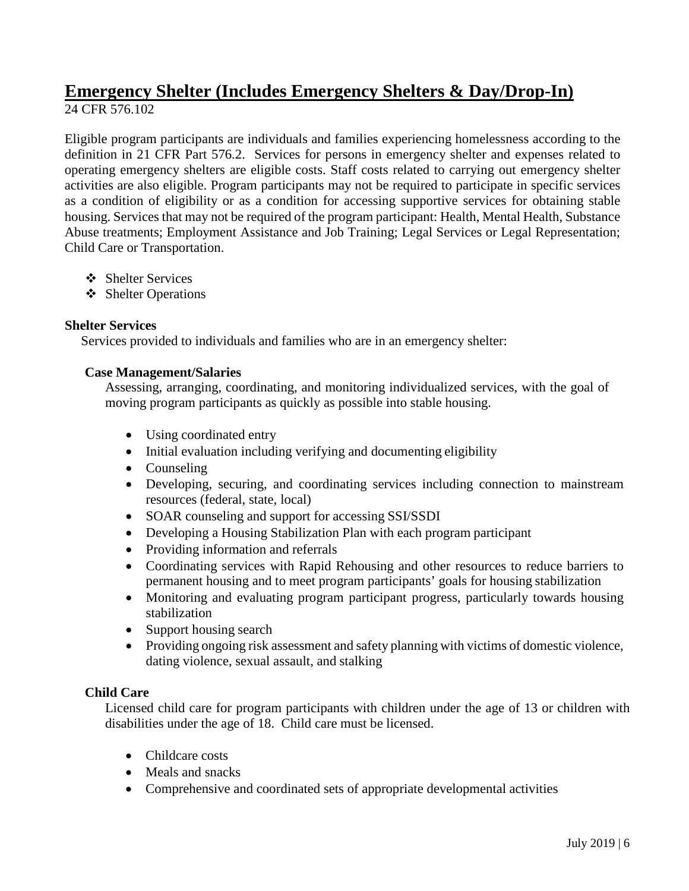## Emergency Shelter (Includes Emergency Shelters & Day/Drop-In)

24 CFR 576.102

Eligible program participants are individuals and families experiencing homelessness according to the definition in 21 CFR Part 576.2. Services for persons in emergency shelter and expenses related to operating emergency shelters are eligible costs. Staff costs related to carrying out emergency shelter activities are also eligible. Program participants may not be required to participate in specific services as a condition of eligibility or as a condition for accessing supportive services for obtaining stable housing. Services that may not be required of the program participant: Health, Mental Health, Substance Abuse treatments; Employment Assistance and Job Training; Legal Services or Legal Representation; Child Care or Transportation.

- Shelter Services
- Shelter Operations

**Shelter Services**

Services provided to individuals and families who are in an emergency shelter:

**Case Management/Salaries**

Assessing, arranging, coordinating, and monitoring individualized services, with the goal of moving program participants as quickly as possible into stable housing.

- Using coordinated entry
- Initial evaluation including verifying and documenting eligibility
- Counseling
- Developing, securing, and coordinating services including connection to mainstream resources (federal, state, local)
- SOAR counseling and support for accessing SSI/SSDI
- Developing a Housing Stabilization Plan with each program participant
- Providing information and referrals
- Coordinating services with Rapid Rehousing and other resources to reduce barriers to permanent housing and to meet program participants' goals for housing stabilization
- Monitoring and evaluating program participant progress, particularly towards housing stabilization
- Support housing search
- Providing ongoing risk assessment and safety planning with victims of domestic violence, dating violence, sexual assault, and stalking

**Child Care**

Licensed child care for program participants with children under the age of 13 or children with disabilities under the age of 18. Child care must be licensed.

- Childcare costs
- Meals and snacks
- Comprehensive and coordinated sets of appropriate developmental activities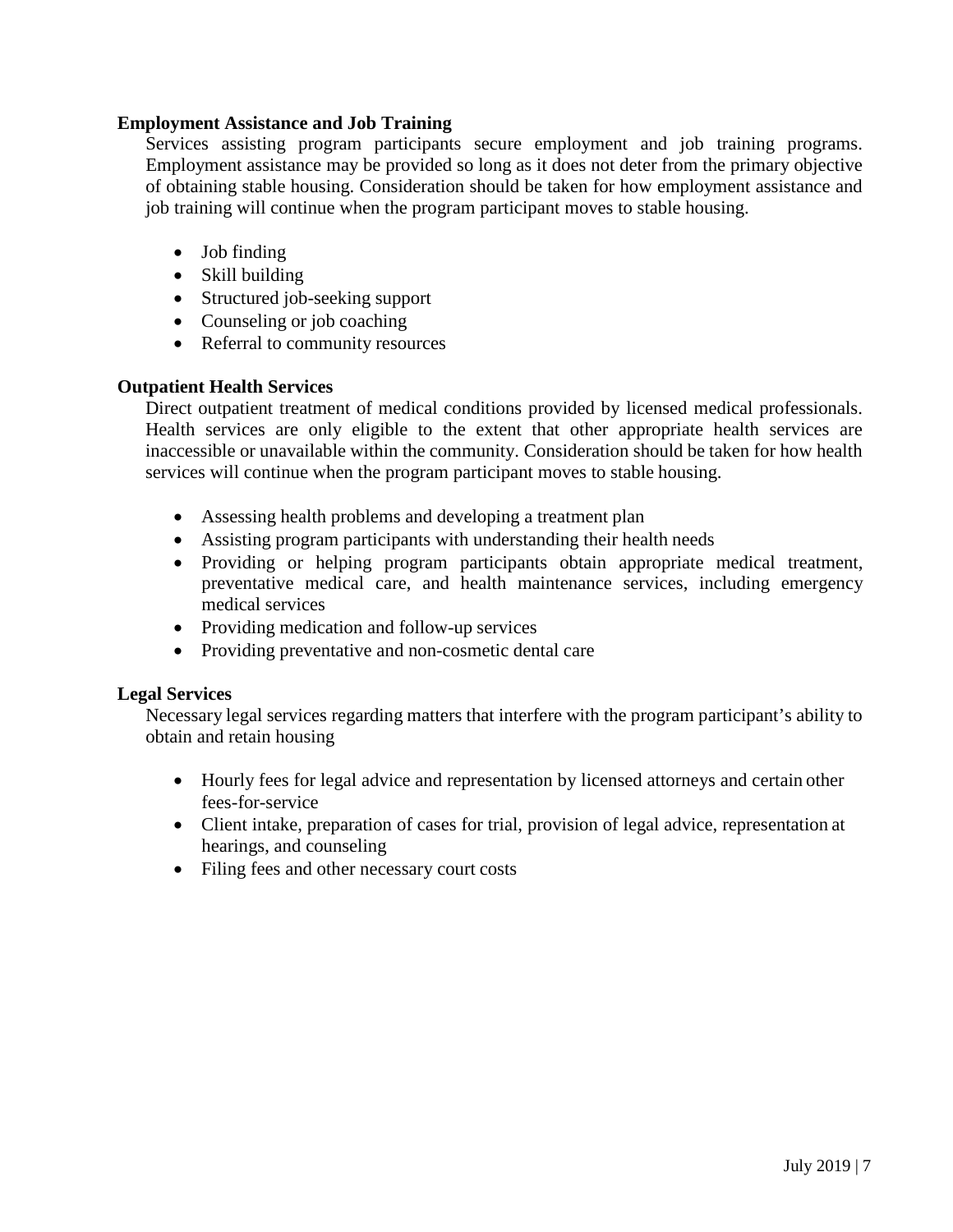**Employment Assistance and Job Training**

Services assisting program participants secure employment and job training programs. Employment assistance may be provided so long as it does not deter from the primary objective of obtaining stable housing. Consideration should be taken for how employment assistance and job training will continue when the program participant moves to stable housing.

- Job finding
- Skill building
- Structured job-seeking support
- Counseling or job coaching
- Referral to community resources

**Outpatient Health Services**

Direct outpatient treatment of medical conditions provided by licensed medical professionals. Health services are only eligible to the extent that other appropriate health services are inaccessible or unavailable within the community. Consideration should be taken for how health services will continue when the program participant moves to stable housing.

- Assessing health problems and developing a treatment plan
- Assisting program participants with understanding their health needs
- Providing or helping program participants obtain appropriate medical treatment, preventative medical care, and health maintenance services, including emergency medical services
- Providing medication and follow-up services
- Providing preventative and non-cosmetic dental care

**Legal Services**

Necessary legal services regarding matters that interfere with the program participant's ability to obtain and retain housing

- Hourly fees for legal advice and representation by licensed attorneys and certain other fees-for-service
- Client intake, preparation of cases for trial, provision of legal advice, representation at hearings, and counseling
- Filing fees and other necessary court costs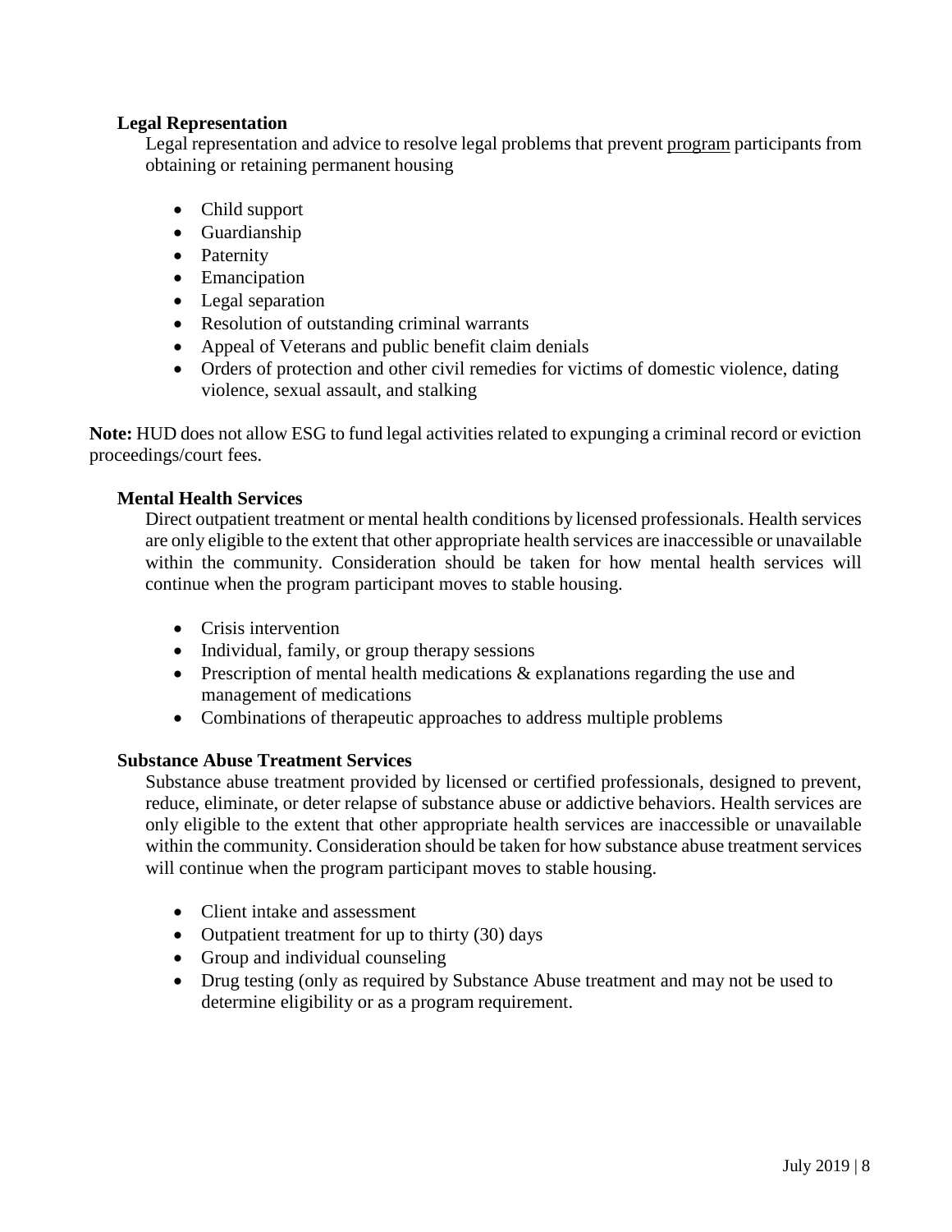### Legal Representation

Legal representation and advice to resolve legal problems that prevent program participants from obtaining or retaining permanent housing

- Child support
- Guardianship
- Paternity
- Emancipation
- Legal separation
- Resolution of outstanding criminal warrants
- Appeal of Veterans and public benefit claim denials
- Orders of protection and other civil remedies for victims of domestic violence, dating violence, sexual assault, and stalking

**Note:** HUD does not allow ESG to fund legal activities related to expunging a criminal record or eviction proceedings/court fees.

### Mental Health Services

Direct outpatient treatment or mental health conditions by licensed professionals. Health services are only eligible to the extent that other appropriate health services are inaccessible or unavailable within the community. Consideration should be taken for how mental health services will continue when the program participant moves to stable housing.

- Crisis intervention
- Individual, family, or group therapy sessions
- Prescription of mental health medications & explanations regarding the use and management of medications
- Combinations of therapeutic approaches to address multiple problems

### Substance Abuse Treatment Services

Substance abuse treatment provided by licensed or certified professionals, designed to prevent, reduce, eliminate, or deter relapse of substance abuse or addictive behaviors. Health services are only eligible to the extent that other appropriate health services are inaccessible or unavailable within the community. Consideration should be taken for how substance abuse treatment services will continue when the program participant moves to stable housing.

- Client intake and assessment
- Outpatient treatment for up to thirty (30) days
- Group and individual counseling
- Drug testing (only as required by Substance Abuse treatment and may not be used to determine eligibility or as a program requirement.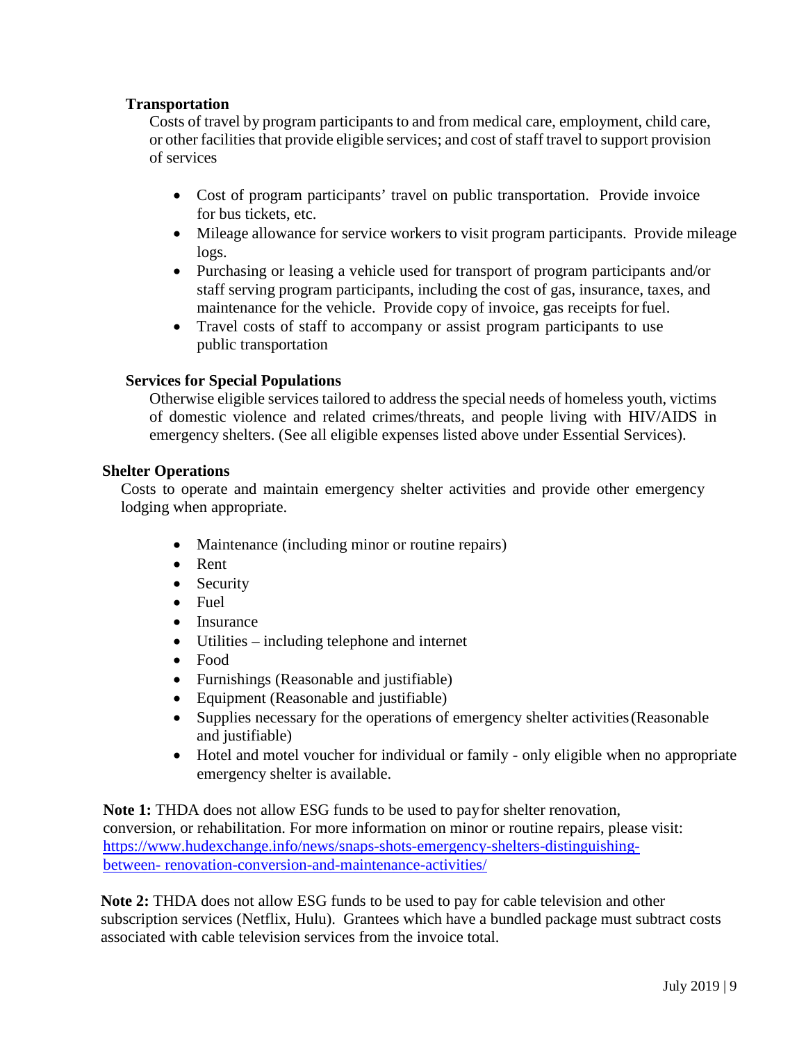**Transportation**

Costs of travel by program participants to and from medical care, employment, child care, or other facilities that provide eligible services; and cost of staff travel to support provision of services

- Cost of program participants' travel on public transportation. Provide invoice for bus tickets, etc.
- Mileage allowance for service workers to visit program participants. Provide mileage logs.
- Purchasing or leasing a vehicle used for transport of program participants and/or staff serving program participants, including the cost of gas, insurance, taxes, and maintenance for the vehicle. Provide copy of invoice, gas receipts for fuel.
- Travel costs of staff to accompany or assist program participants to use public transportation

**Services for Special Populations**

Otherwise eligible services tailored to address the special needs of homeless youth, victims of domestic violence and related crimes/threats, and people living with HIV/AIDS in emergency shelters. (See all eligible expenses listed above under Essential Services).

**Shelter Operations**

Costs to operate and maintain emergency shelter activities and provide other emergency lodging when appropriate.

- Maintenance (including minor or routine repairs)
- Rent
- Security
- Fuel
- Insurance
- Utilities – including telephone and internet
- Food
- Furnishings (Reasonable and justifiable)
- Equipment (Reasonable and justifiable)
- Supplies necessary for the operations of emergency shelter activities (Reasonable and justifiable)
- Hotel and motel voucher for individual or family - only eligible when no appropriate emergency shelter is available.

**Note 1:** THDA does not allow ESG funds to be used to pay for shelter renovation, conversion, or rehabilitation. For more information on minor or routine repairs, please visit: https://www.hudexchange.info/news/snaps-shots-emergency-shelters-distinguishing-between-renovation-conversion-and-maintenance-activities/

**Note 2:** THDA does not allow ESG funds to be used to pay for cable television and other subscription services (Netflix, Hulu). Grantees which have a bundled package must subtract costs associated with cable television services from the invoice total.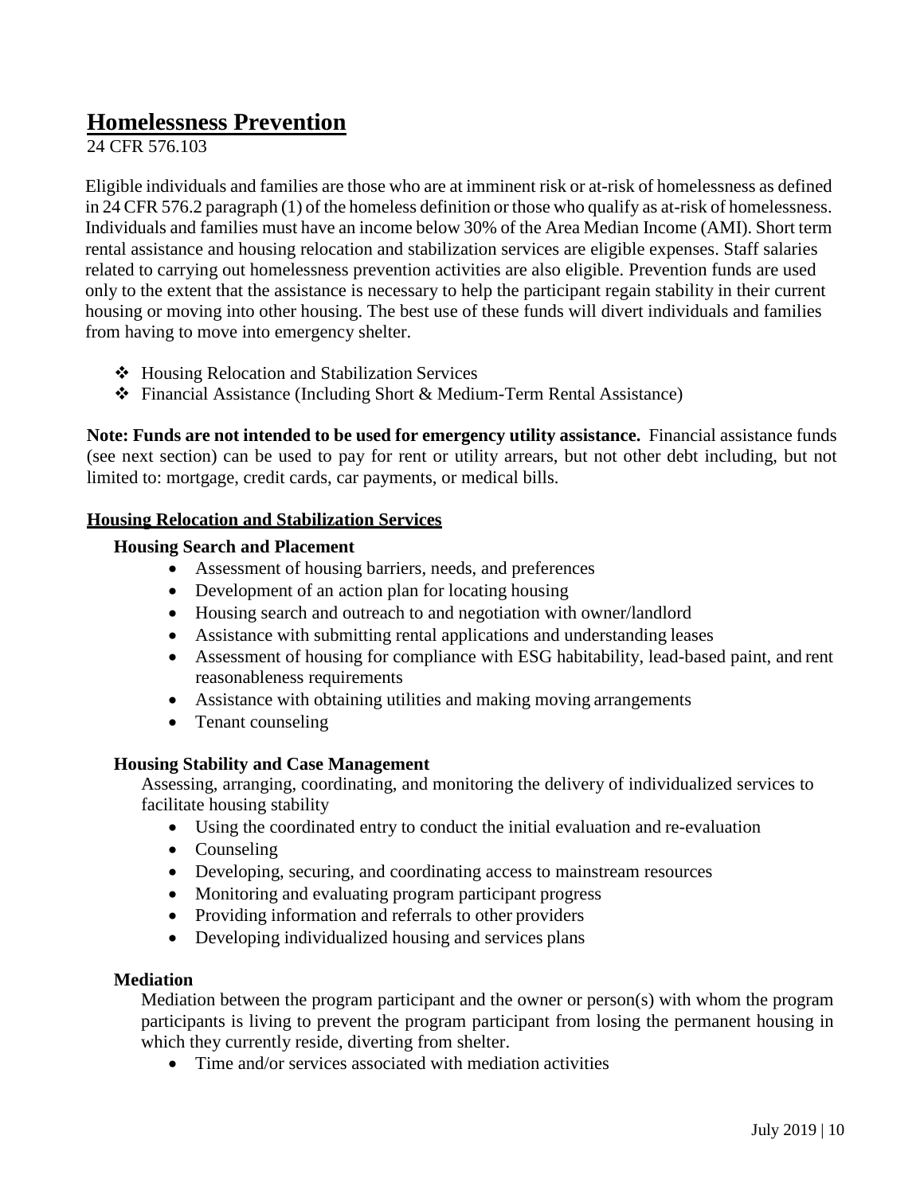# Homelessness Prevention

24 CFR 576.103

Eligible individuals and families are those who are at imminent risk or at-risk of homelessness as defined in 24 CFR 576.2 paragraph (1) of the homeless definition or those who qualify as at-risk of homelessness. Individuals and families must have an income below 30% of the Area Median Income (AMI). Short term rental assistance and housing relocation and stabilization services are eligible expenses. Staff salaries related to carrying out homelessness prevention activities are also eligible. Prevention funds are used only to the extent that the assistance is necessary to help the participant regain stability in their current housing or moving into other housing. The best use of these funds will divert individuals and families from having to move into emergency shelter.

- Housing Relocation and Stabilization Services
- Financial Assistance (Including Short & Medium-Term Rental Assistance)

**Note: Funds are not intended to be used for emergency utility assistance.** Financial assistance funds (see next section) can be used to pay for rent or utility arrears, but not other debt including, but not limited to: mortgage, credit cards, car payments, or medical bills.

## Housing Relocation and Stabilization Services

### Housing Search and Placement

- Assessment of housing barriers, needs, and preferences
- Development of an action plan for locating housing
- Housing search and outreach to and negotiation with owner/landlord
- Assistance with submitting rental applications and understanding leases
- Assessment of housing for compliance with ESG habitability, lead-based paint, and rent reasonableness requirements
- Assistance with obtaining utilities and making moving arrangements
- Tenant counseling

### Housing Stability and Case Management

Assessing, arranging, coordinating, and monitoring the delivery of individualized services to facilitate housing stability

- Using the coordinated entry to conduct the initial evaluation and re-evaluation
- Counseling
- Developing, securing, and coordinating access to mainstream resources
- Monitoring and evaluating program participant progress
- Providing information and referrals to other providers
- Developing individualized housing and services plans

### Mediation

Mediation between the program participant and the owner or person(s) with whom the program participants is living to prevent the program participant from losing the permanent housing in which they currently reside, diverting from shelter.

- Time and/or services associated with mediation activities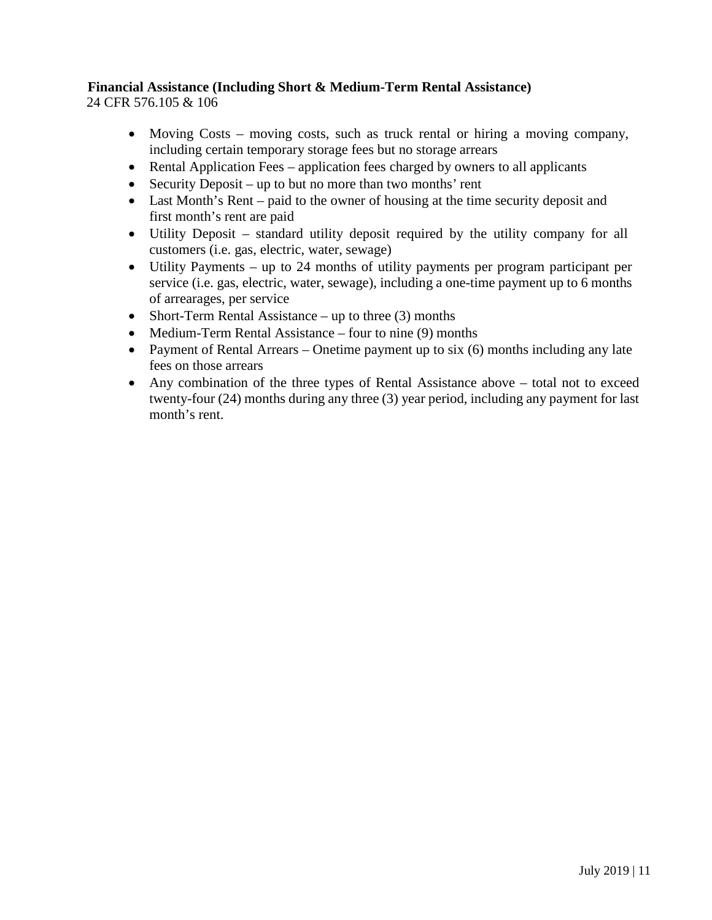**Financial Assistance (Including Short & Medium-Term Rental Assistance)**
24 CFR 576.105 & 106

- Moving Costs – moving costs, such as truck rental or hiring a moving company, including certain temporary storage fees but no storage arrears
- Rental Application Fees – application fees charged by owners to all applicants
- Security Deposit – up to but no more than two months' rent
- Last Month's Rent – paid to the owner of housing at the time security deposit and first month's rent are paid
- Utility Deposit – standard utility deposit required by the utility company for all customers (i.e. gas, electric, water, sewage)
- Utility Payments – up to 24 months of utility payments per program participant per service (i.e. gas, electric, water, sewage), including a one-time payment up to 6 months of arrearages, per service
- Short-Term Rental Assistance – up to three (3) months
- Medium-Term Rental Assistance – four to nine (9) months
- Payment of Rental Arrears – Onetime payment up to six (6) months including any late fees on those arrears
- Any combination of the three types of Rental Assistance above – total not to exceed twenty-four (24) months during any three (3) year period, including any payment for last month's rent.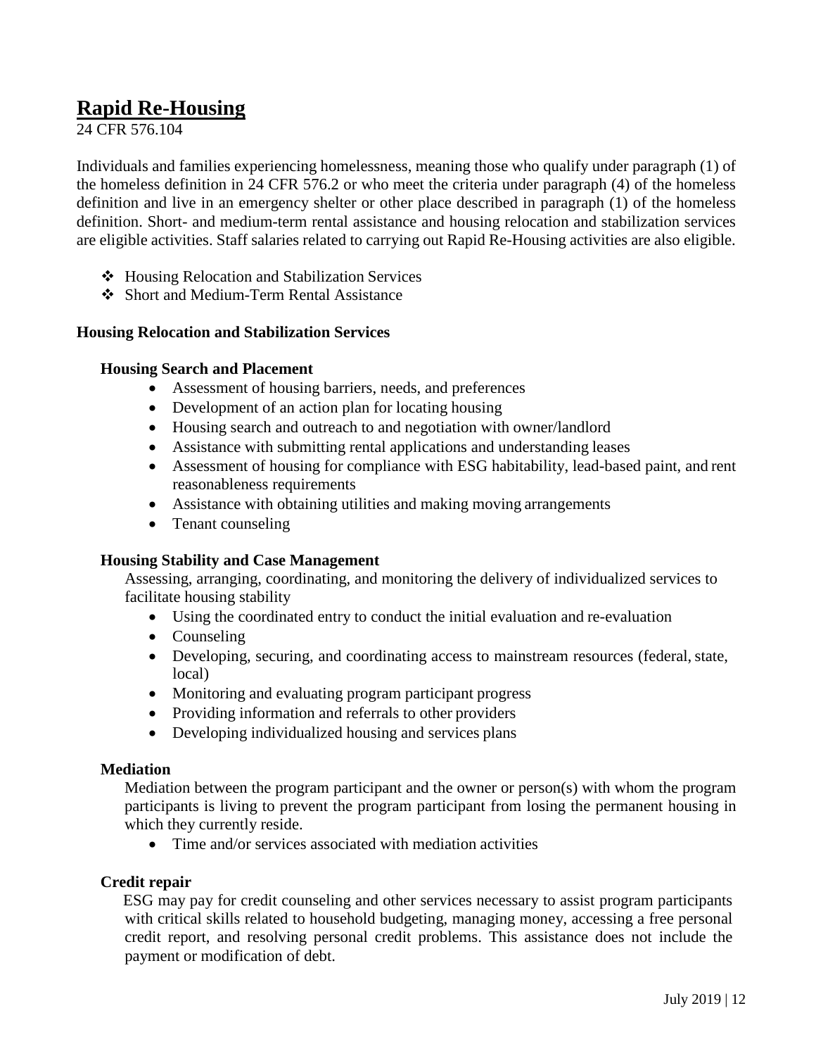# Rapid Re-Housing

24 CFR 576.104

Individuals and families experiencing homelessness, meaning those who qualify under paragraph (1) of the homeless definition in 24 CFR 576.2 or who meet the criteria under paragraph (4) of the homeless definition and live in an emergency shelter or other place described in paragraph (1) of the homeless definition. Short- and medium-term rental assistance and housing relocation and stabilization services are eligible activities. Staff salaries related to carrying out Rapid Re-Housing activities are also eligible.

- Housing Relocation and Stabilization Services
- Short and Medium-Term Rental Assistance

**Housing Relocation and Stabilization Services**

**Housing Search and Placement**

- Assessment of housing barriers, needs, and preferences
- Development of an action plan for locating housing
- Housing search and outreach to and negotiation with owner/landlord
- Assistance with submitting rental applications and understanding leases
- Assessment of housing for compliance with ESG habitability, lead-based paint, and rent reasonableness requirements
- Assistance with obtaining utilities and making moving arrangements
- Tenant counseling

**Housing Stability and Case Management**

Assessing, arranging, coordinating, and monitoring the delivery of individualized services to facilitate housing stability

- Using the coordinated entry to conduct the initial evaluation and re-evaluation
- Counseling
- Developing, securing, and coordinating access to mainstream resources (federal, state, local)
- Monitoring and evaluating program participant progress
- Providing information and referrals to other providers
- Developing individualized housing and services plans

**Mediation**

Mediation between the program participant and the owner or person(s) with whom the program participants is living to prevent the program participant from losing the permanent housing in which they currently reside.

- Time and/or services associated with mediation activities

**Credit repair**

ESG may pay for credit counseling and other services necessary to assist program participants with critical skills related to household budgeting, managing money, accessing a free personal credit report, and resolving personal credit problems. This assistance does not include the payment or modification of debt.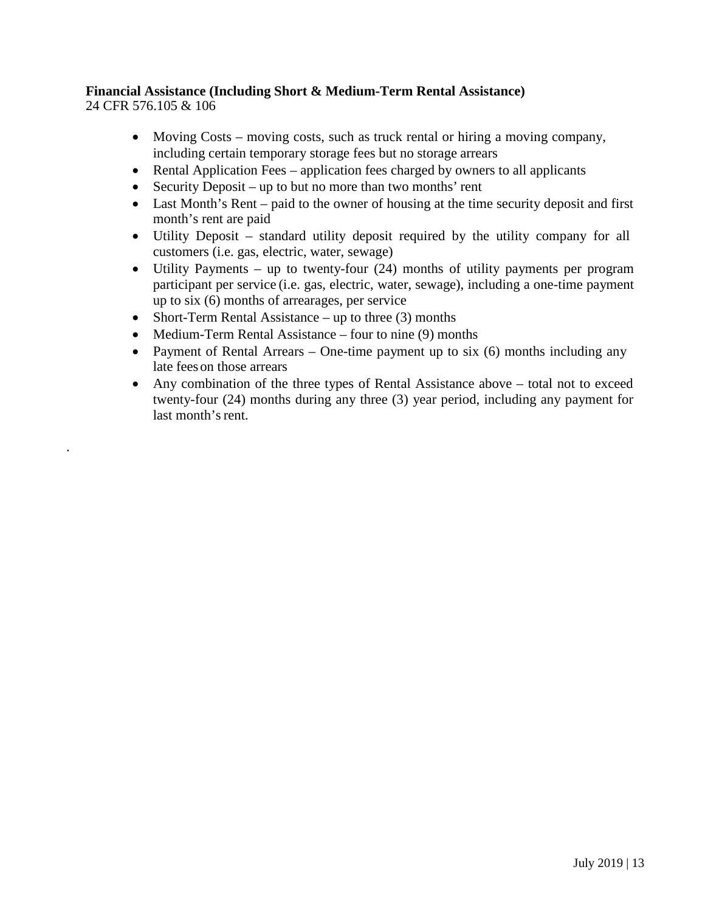**Financial Assistance (Including Short & Medium-Term Rental Assistance)**
24 CFR 576.105 & 106

- Moving Costs – moving costs, such as truck rental or hiring a moving company, including certain temporary storage fees but no storage arrears
- Rental Application Fees – application fees charged by owners to all applicants
- Security Deposit – up to but no more than two months' rent
- Last Month's Rent – paid to the owner of housing at the time security deposit and first month's rent are paid
- Utility Deposit – standard utility deposit required by the utility company for all customers (i.e. gas, electric, water, sewage)
- Utility Payments – up to twenty-four (24) months of utility payments per program participant per service (i.e. gas, electric, water, sewage), including a one-time payment up to six (6) months of arrearages, per service
- Short-Term Rental Assistance – up to three (3) months
- Medium-Term Rental Assistance – four to nine (9) months
- Payment of Rental Arrears – One-time payment up to six (6) months including any late fees on those arrears
- Any combination of the three types of Rental Assistance above – total not to exceed twenty-four (24) months during any three (3) year period, including any payment for last month's rent.

.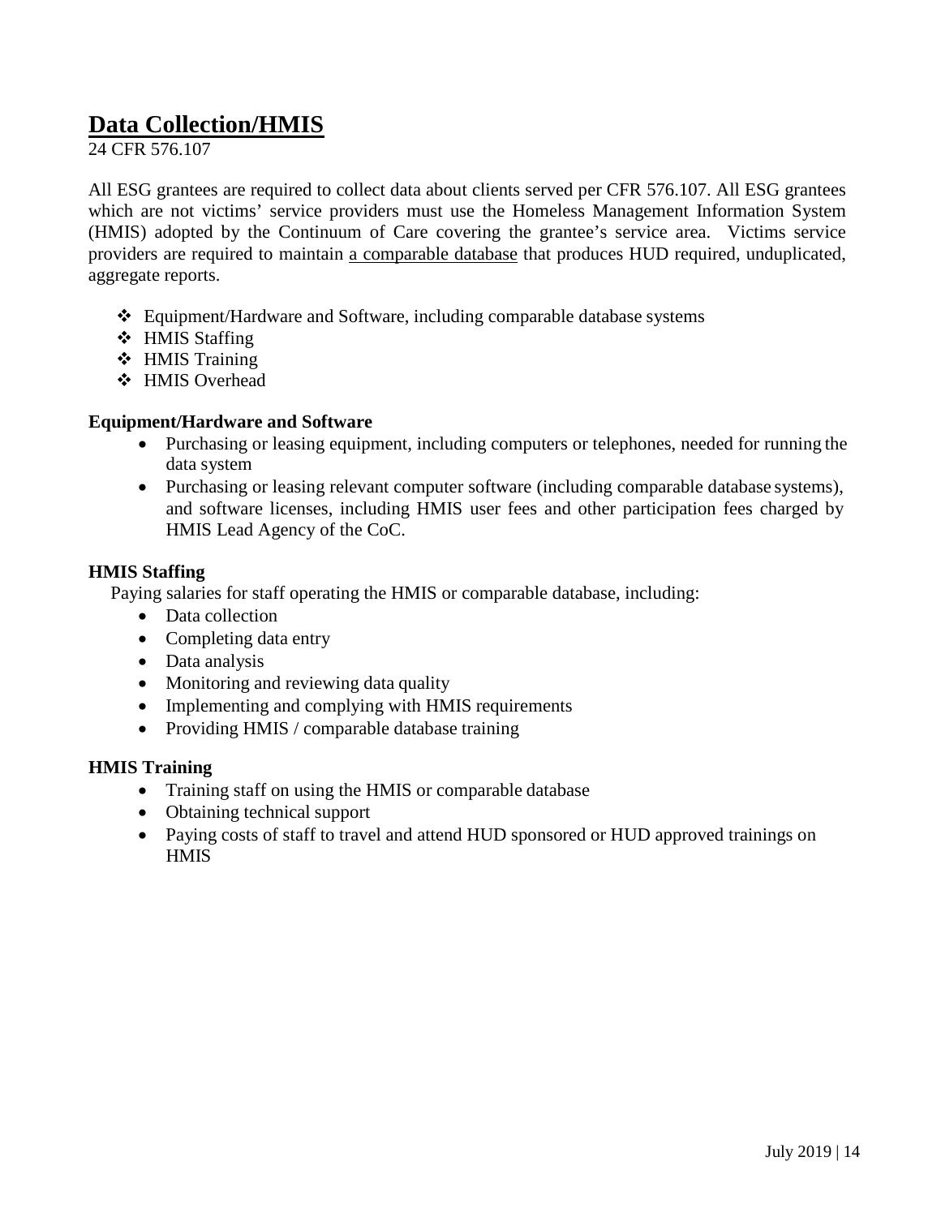## Data Collection/HMIS

24 CFR 576.107

All ESG grantees are required to collect data about clients served per CFR 576.107. All ESG grantees which are not victims' service providers must use the Homeless Management Information System (HMIS) adopted by the Continuum of Care covering the grantee's service area. Victims service providers are required to maintain a comparable database that produces HUD required, unduplicated, aggregate reports.

- Equipment/Hardware and Software, including comparable database systems
- HMIS Staffing
- HMIS Training
- HMIS Overhead

**Equipment/Hardware and Software**

- Purchasing or leasing equipment, including computers or telephones, needed for running the data system
- Purchasing or leasing relevant computer software (including comparable database systems), and software licenses, including HMIS user fees and other participation fees charged by HMIS Lead Agency of the CoC.

**HMIS Staffing**

Paying salaries for staff operating the HMIS or comparable database, including:

- Data collection
- Completing data entry
- Data analysis
- Monitoring and reviewing data quality
- Implementing and complying with HMIS requirements
- Providing HMIS / comparable database training

**HMIS Training**

- Training staff on using the HMIS or comparable database
- Obtaining technical support
- Paying costs of staff to travel and attend HUD sponsored or HUD approved trainings on HMIS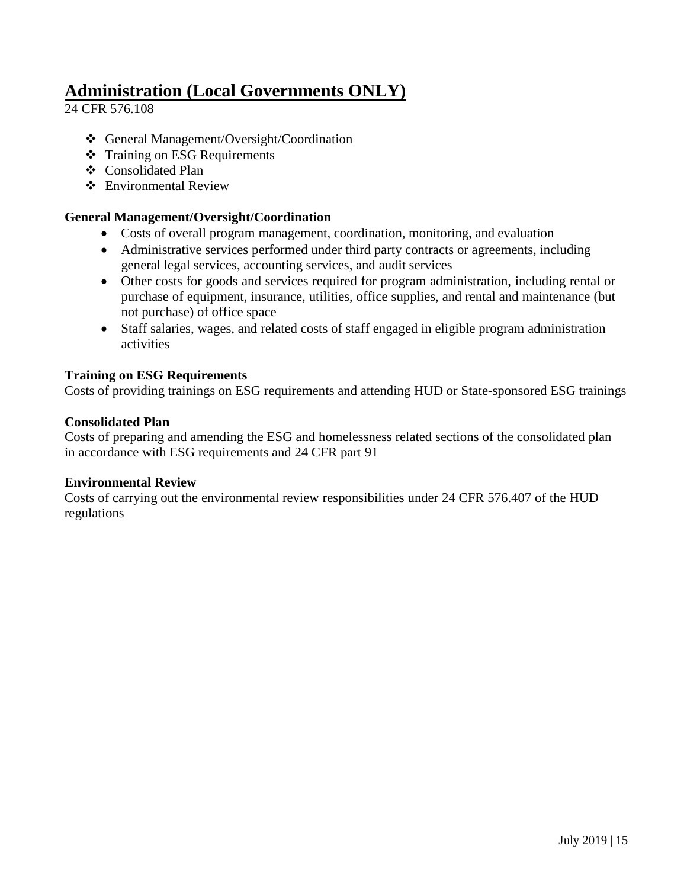# Administration (Local Governments ONLY)

24 CFR 576.108

- ❖ General Management/Oversight/Coordination
- ❖ Training on ESG Requirements
- ❖ Consolidated Plan
- ❖ Environmental Review

**General Management/Oversight/Coordination**

- Costs of overall program management, coordination, monitoring, and evaluation
- Administrative services performed under third party contracts or agreements, including general legal services, accounting services, and audit services
- Other costs for goods and services required for program administration, including rental or purchase of equipment, insurance, utilities, office supplies, and rental and maintenance (but not purchase) of office space
- Staff salaries, wages, and related costs of staff engaged in eligible program administration activities

**Training on ESG Requirements**

Costs of providing trainings on ESG requirements and attending HUD or State-sponsored ESG trainings

**Consolidated Plan**

Costs of preparing and amending the ESG and homelessness related sections of the consolidated plan in accordance with ESG requirements and 24 CFR part 91

**Environmental Review**

Costs of carrying out the environmental review responsibilities under 24 CFR 576.407 of the HUD regulations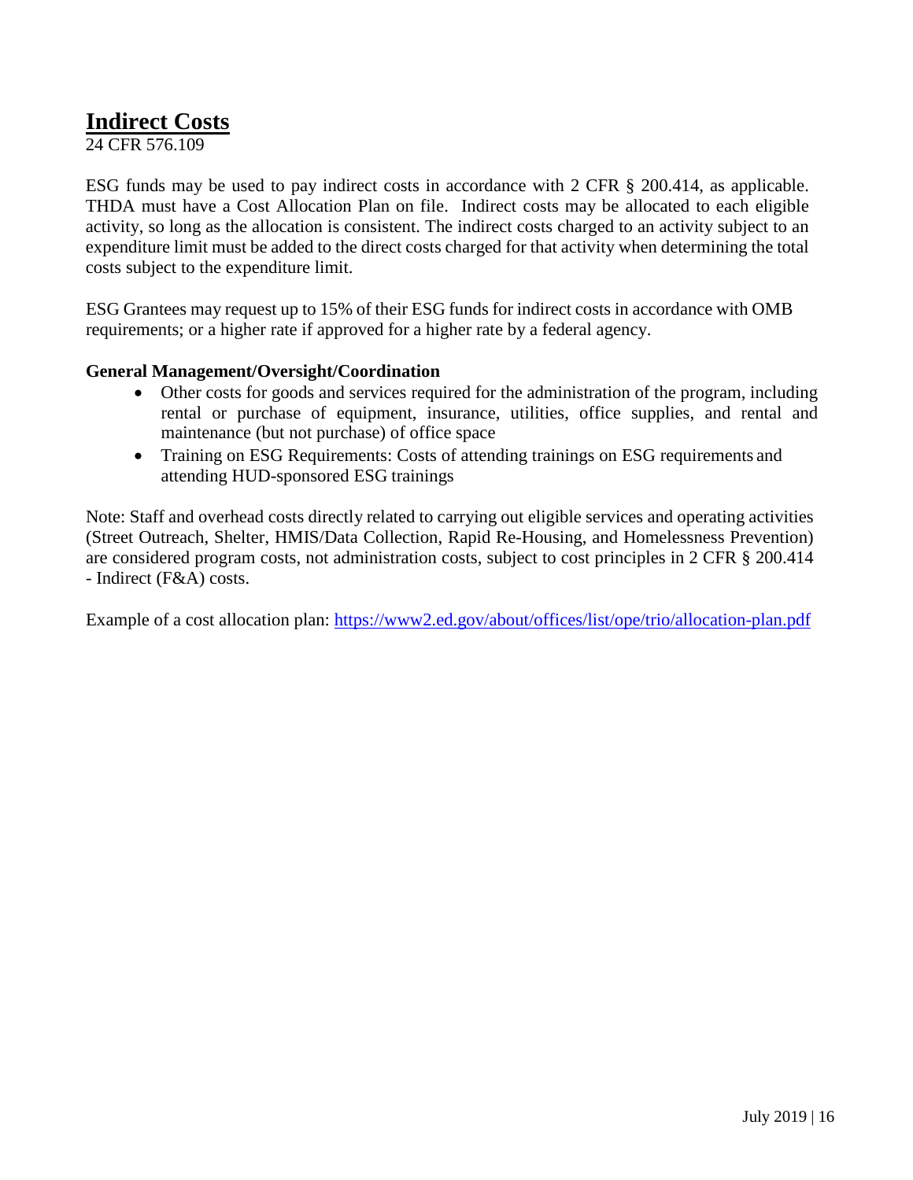## Indirect Costs

24 CFR 576.109

ESG funds may be used to pay indirect costs in accordance with 2 CFR § 200.414, as applicable. THDA must have a Cost Allocation Plan on file. Indirect costs may be allocated to each eligible activity, so long as the allocation is consistent. The indirect costs charged to an activity subject to an expenditure limit must be added to the direct costs charged for that activity when determining the total costs subject to the expenditure limit.

ESG Grantees may request up to 15% of their ESG funds for indirect costs in accordance with OMB requirements; or a higher rate if approved for a higher rate by a federal agency.

**General Management/Oversight/Coordination**

- Other costs for goods and services required for the administration of the program, including rental or purchase of equipment, insurance, utilities, office supplies, and rental and maintenance (but not purchase) of office space
- Training on ESG Requirements: Costs of attending trainings on ESG requirements and attending HUD-sponsored ESG trainings

Note: Staff and overhead costs directly related to carrying out eligible services and operating activities (Street Outreach, Shelter, HMIS/Data Collection, Rapid Re-Housing, and Homelessness Prevention) are considered program costs, not administration costs, subject to cost principles in 2 CFR § 200.414 - Indirect (F&A) costs.

Example of a cost allocation plan: [https://www2.ed.gov/about/offices/list/ope/trio/allocation-plan.pdf](https://www2.ed.gov/about/offices/list/ope/trio/allocation-plan.pdf)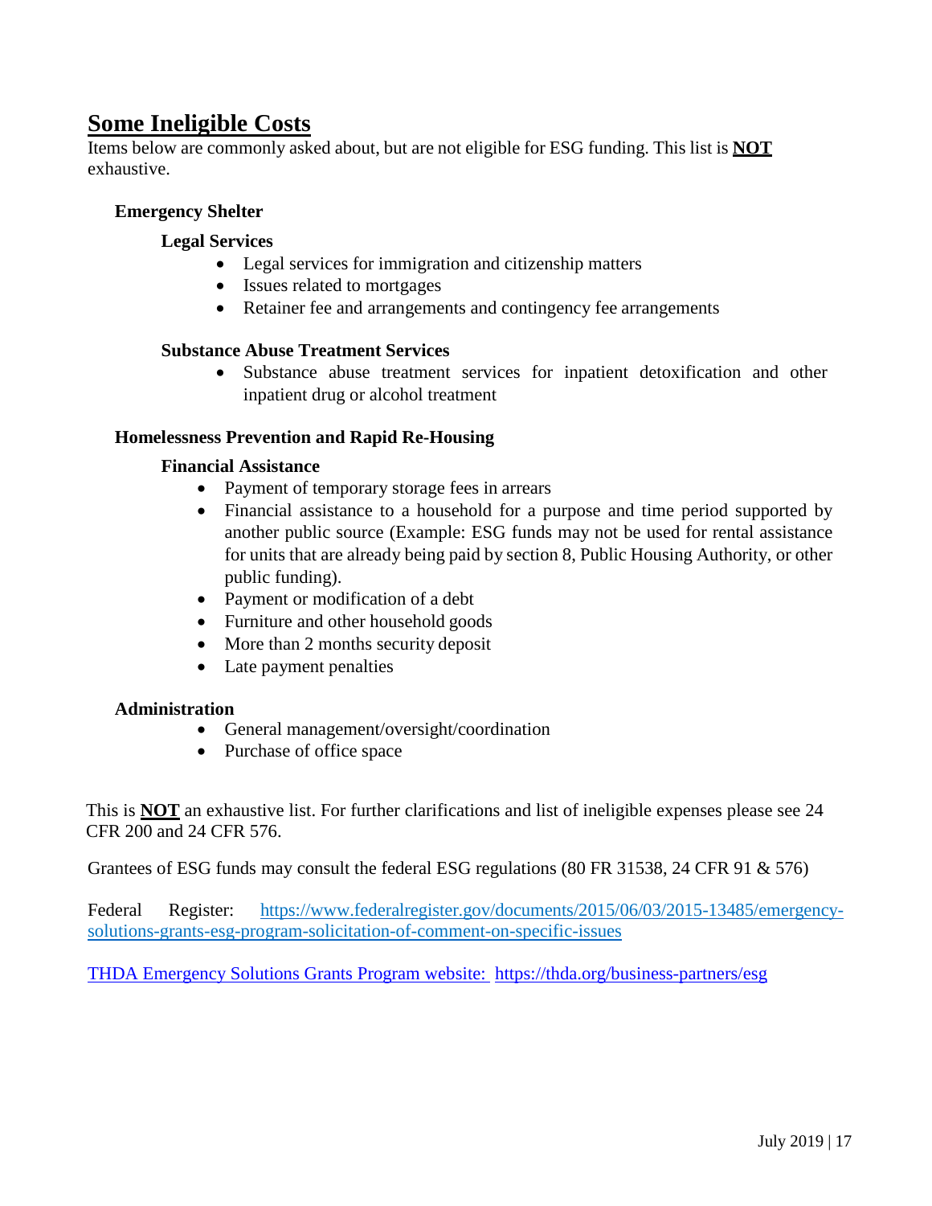## Some Ineligible Costs

Items below are commonly asked about, but are not eligible for ESG funding. This list is **NOT** exhaustive.

### Emergency Shelter

#### Legal Services

- Legal services for immigration and citizenship matters
- Issues related to mortgages
- Retainer fee and arrangements and contingency fee arrangements

#### Substance Abuse Treatment Services

- Substance abuse treatment services for inpatient detoxification and other inpatient drug or alcohol treatment

### Homelessness Prevention and Rapid Re-Housing

#### Financial Assistance

- Payment of temporary storage fees in arrears
- Financial assistance to a household for a purpose and time period supported by another public source (Example: ESG funds may not be used for rental assistance for units that are already being paid by section 8, Public Housing Authority, or other public funding).
- Payment or modification of a debt
- Furniture and other household goods
- More than 2 months security deposit
- Late payment penalties

### Administration

- General management/oversight/coordination
- Purchase of office space

This is **NOT** an exhaustive list. For further clarifications and list of ineligible expenses please see 24 CFR 200 and 24 CFR 576.

Grantees of ESG funds may consult the federal ESG regulations (80 FR 31538, 24 CFR 91 & 576)

Federal Register: https://www.federalregister.gov/documents/2015/06/03/2015-13485/emergency-solutions-grants-esg-program-solicitation-of-comment-on-specific-issues

THDA Emergency Solutions Grants Program website: https://thda.org/business-partners/esg